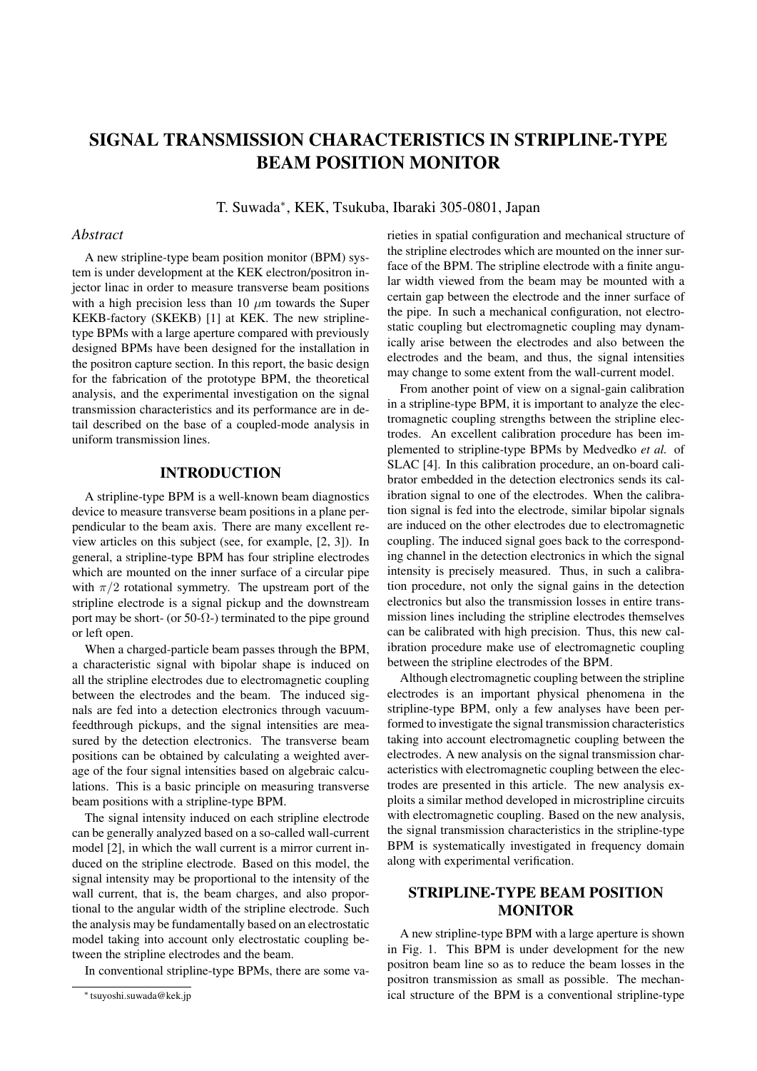# SIGNAL TRANSMISSION CHARACTERISTICS IN STRIPLINE-TYPE BEAM POSITION MONITOR

T. Suwada*, KEK, Tsukuba, Ibaraki 305-0801, Japan

## *Abstract*

A new stripline-type beam position monitor (BPM) system is under development at the KEK electron/positron injector linac in order to measure transverse beam positions with a high precision less than 10 $\mu$m towards the Super KEKB-factory (SKEKB) [1] at KEK. The new stripline-type BPMs with a large aperture compared with previously designed BPMs have been designed for the installation in the positron capture section. In this report, the basic design for the fabrication of the prototype BPM, the theoretical analysis, and the experimental investigation on the signal transmission characteristics and its performance are in detail described on the base of a coupled-mode analysis in uniform transmission lines.

## INTRODUCTION

A stripline-type BPM is a well-known beam diagnostics device to measure transverse beam positions in a plane perpendicular to the beam axis. There are many excellent review articles on this subject (see, for example, [2, 3]). In general, a stripline-type BPM has four stripline electrodes which are mounted on the inner surface of a circular pipe with $\pi/2$ rotational symmetry. The upstream port of the stripline electrode is a signal pickup and the downstream port may be short- (or 50-$\Omega$-) terminated to the pipe ground or left open.

When a charged-particle beam passes through the BPM, a characteristic signal with bipolar shape is induced on all the stripline electrodes due to electromagnetic coupling between the electrodes and the beam. The induced signals are fed into a detection electronics through vacuum-feedthrough pickups, and the signal intensities are measured by the detection electronics. The transverse beam positions can be obtained by calculating a weighted average of the four signal intensities based on algebraic calculations. This is a basic principle on measuring transverse beam positions with a stripline-type BPM.

The signal intensity induced on each stripline electrode can be generally analyzed based on a so-called wall-current model [2], in which the wall current is a mirror current induced on the stripline electrode. Based on this model, the signal intensity may be proportional to the intensity of the wall current, that is, the beam charges, and also proportional to the angular width of the stripline electrode. Such the analysis may be fundamentally based on an electrostatic model taking into account only electrostatic coupling between the stripline electrodes and the beam.

In conventional stripline-type BPMs, there are some varieties in spatial configuration and mechanical structure of the stripline electrodes which are mounted on the inner surface of the BPM. The stripline electrode with a finite angular width viewed from the beam may be mounted with a certain gap between the electrode and the inner surface of the pipe. In such a mechanical configuration, not electrostatic coupling but electromagnetic coupling may dynamically arise between the electrodes and also between the electrodes and the beam, and thus, the signal intensities may change to some extent from the wall-current model.

From another point of view on a signal-gain calibration in a stripline-type BPM, it is important to analyze the electromagnetic coupling strengths between the stripline electrodes. An excellent calibration procedure has been implemented to stripline-type BPMs by Medvedko *et al.* of SLAC [4]. In this calibration procedure, an on-board calibrator embedded in the detection electronics sends its calibration signal to one of the electrodes. When the calibration signal is fed into the electrode, similar bipolar signals are induced on the other electrodes due to electromagnetic coupling. The induced signal goes back to the corresponding channel in the detection electronics in which the signal intensity is precisely measured. Thus, in such a calibration procedure, not only the signal gains in the detection electronics but also the transmission losses in entire transmission lines including the stripline electrodes themselves can be calibrated with high precision. Thus, this new calibration procedure make use of electromagnetic coupling between the stripline electrodes of the BPM.

Although electromagnetic coupling between the stripline electrodes is an important physical phenomena in the stripline-type BPM, only a few analyses have been performed to investigate the signal transmission characteristics taking into account electromagnetic coupling between the electrodes. A new analysis on the signal transmission characteristics with electromagnetic coupling between the electrodes are presented in this article. The new analysis exploits a similar method developed in microstripline circuits with electromagnetic coupling. Based on the new analysis, the signal transmission characteristics in the stripline-type BPM is systematically investigated in frequency domain along with experimental verification.

## STRIPLINE-TYPE BEAM POSITION MONITOR

A new stripline-type BPM with a large aperture is shown in Fig. 1. This BPM is under development for the new positron beam line so as to reduce the beam losses in the positron transmission as small as possible. The mechanical structure of the BPM is a conventional stripline-type

* tsuyoshi.suwada@kek.jp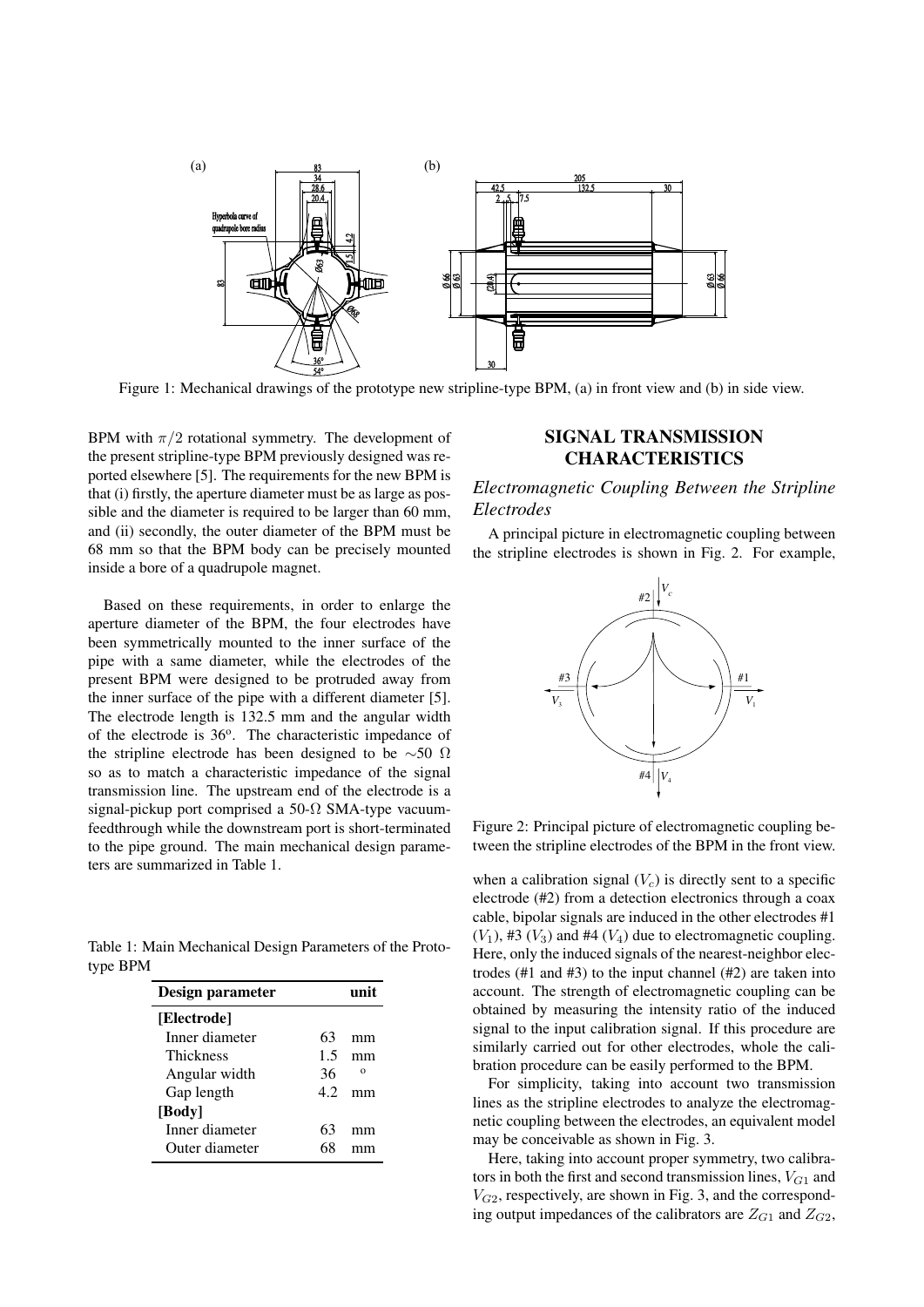Figure 1: Mechanical drawings of the prototype new stripline-type BPM, (a) in front view and (b) in side view.

BPM with $\pi/2$ rotational symmetry. The development of the present stripline-type BPM previously designed was reported elsewhere [5]. The requirements for the new BPM is that (i) firstly, the aperture diameter must be as large as possible and the diameter is required to be larger than 60 mm, and (ii) secondly, the outer diameter of the BPM must be 68 mm so that the BPM body can be precisely mounted inside a bore of a quadrupole magnet.

Based on these requirements, in order to enlarge the aperture diameter of the BPM, the four electrodes have been symmetrically mounted to the inner surface of the pipe with a same diameter, while the electrodes of the present BPM were designed to be protruded away from the inner surface of the pipe with a different diameter [5]. The electrode length is 132.5 mm and the angular width of the electrode is 36$^o$. The characteristic impedance of the stripline electrode has been designed to be $\sim$50 $\Omega$ so as to match a characteristic impedance of the signal transmission line. The upstream end of the electrode is a signal-pickup port comprised a 50-$\Omega$ SMA-type vacuum-feedthrough while the downstream port is short-terminated to the pipe ground. The main mechanical design parameters are summarized in Table 1.

Table 1: Main Mechanical Design Parameters of the Prototype BPM

| Design parameter | | unit |
|---|---|---|
| **[Electrode]** | | |
| Inner diameter | 63 | mm |
| Thickness | 1.5 | mm |
| Angular width | 36 | o |
| Gap length | 4.2 | mm |
| **[Body]** | | |
| Inner diameter | 63 | mm |
| Outer diameter | 68 | mm |

## SIGNAL TRANSMISSION CHARACTERISTICS

### *Electromagnetic Coupling Between the Stripline Electrodes*

A principal picture in electromagnetic coupling between the stripline electrodes is shown in Fig. 2. For example,

Figure 2: Principal picture of electromagnetic coupling between the stripline electrodes of the BPM in the front view.

when a calibration signal ($V_c$) is directly sent to a specific electrode (#2) from a detection electronics through a coax cable, bipolar signals are induced in the other electrodes #1 ($V_1$), #3 ($V_3$) and #4 ($V_4$) due to electromagnetic coupling. Here, only the induced signals of the nearest-neighbor electrodes (#1 and #3) to the input channel (#2) are taken into account. The strength of electromagnetic coupling can be obtained by measuring the intensity ratio of the induced signal to the input calibration signal. If this procedure are similarly carried out for other electrodes, whole the calibration procedure can be easily performed to the BPM.

For simplicity, taking into account two transmission lines as the stripline electrodes to analyze the electromagnetic coupling between the electrodes, an equivalent model may be conceivable as shown in Fig. 3.

Here, taking into account proper symmetry, two calibrators in both the first and second transmission lines, $V_{G1}$ and $V_{G2}$, respectively, are shown in Fig. 3, and the corresponding output impedances of the calibrators are $Z_{G1}$ and $Z_{G2}$,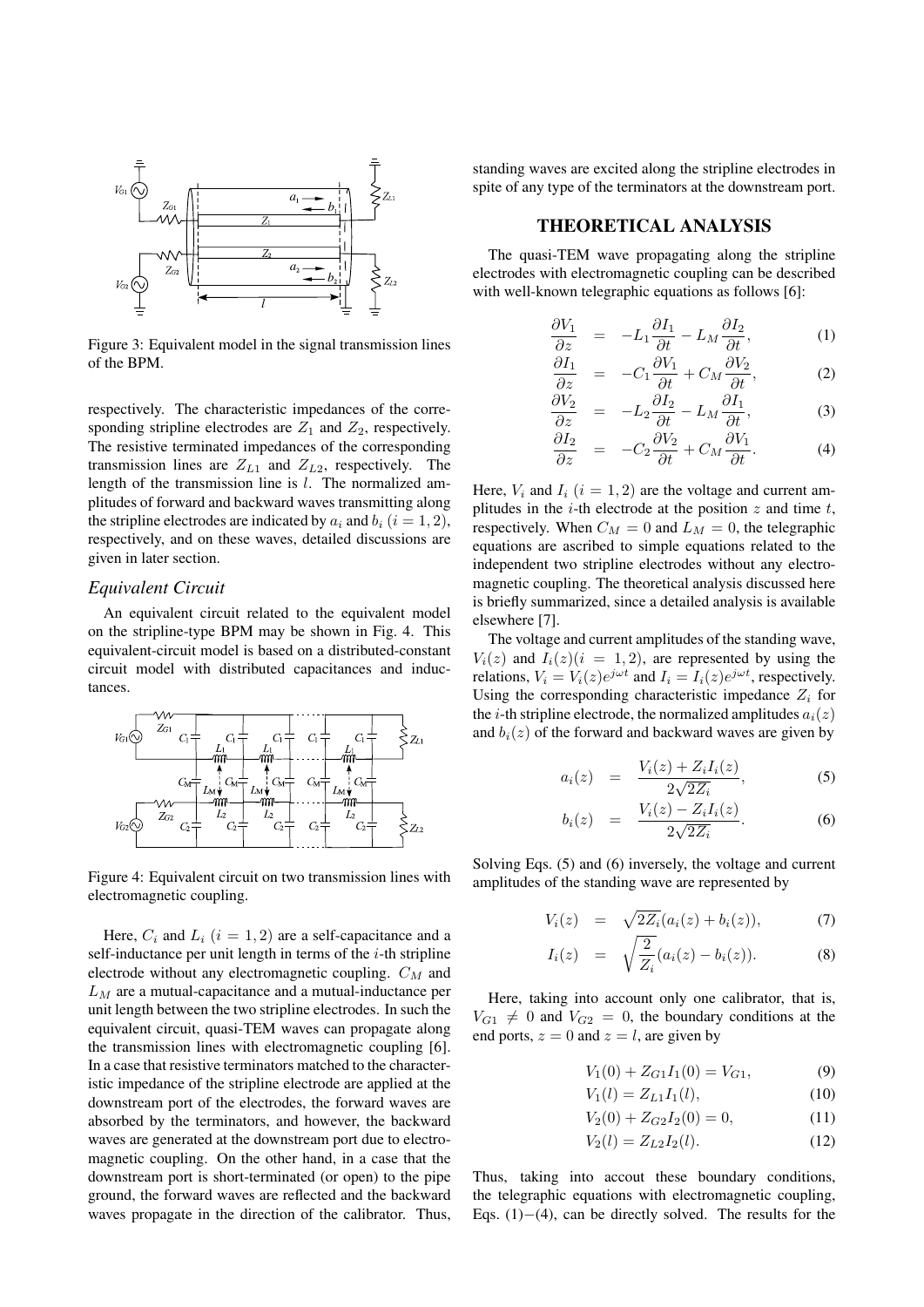Figure 3: Equivalent model in the signal transmission lines of the BPM.

respectively. The characteristic impedances of the corresponding stripline electrodes are $Z_1$ and $Z_2$, respectively. The resistive terminated impedances of the corresponding transmission lines are $Z_{L1}$ and $Z_{L2}$, respectively. The length of the transmission line is $l$. The normalized amplitudes of forward and backward waves transmitting along the stripline electrodes are indicated by $a_i$ and $b_i$ $(i = 1, 2)$, respectively, and on these waves, detailed discussions are given in later section.

### *Equivalent Circuit*

An equivalent circuit related to the equivalent model on the stripline-type BPM may be shown in Fig. 4. This equivalent-circuit model is based on a distributed-constant circuit model with distributed capacitances and inductances.

Figure 4: Equivalent circuit on two transmission lines with electromagnetic coupling.

Here, $C_i$ and $L_i$ $(i = 1, 2)$ are a self-capacitance and a self-inductance per unit length in terms of the $i$-th stripline electrode without any electromagnetic coupling. $C_M$ and $L_M$ are a mutual-capacitance and a mutual-inductance per unit length between the two stripline electrodes. In such the equivalent circuit, quasi-TEM waves can propagate along the transmission lines with electromagnetic coupling [6]. In a case that resistive terminators matched to the characteristic impedance of the stripline electrode are applied at the downstream port of the electrodes, the forward waves are absorbed by the terminators, and however, the backward waves are generated at the downstream port due to electromagnetic coupling. On the other hand, in a case that the downstream port is short-terminated (or open) to the pipe ground, the forward waves are reflected and the backward waves propagate in the direction of the calibrator. Thus, standing waves are excited along the stripline electrodes in spite of any type of the terminators at the downstream port.

## THEORETICAL ANALYSIS

The quasi-TEM wave propagating along the stripline electrodes with electromagnetic coupling can be described with well-known telegraphic equations as follows [6]:

$$\frac{\partial V_1}{\partial z} = -L_1 \frac{\partial I_1}{\partial t} - L_M \frac{\partial I_2}{\partial t}, \tag{1}$$

$$\frac{\partial I_1}{\partial z} = -C_1 \frac{\partial V_1}{\partial t} + C_M \frac{\partial V_2}{\partial t}, \tag{2}$$

$$\frac{\partial V_2}{\partial z} = -L_2 \frac{\partial I_2}{\partial t} - L_M \frac{\partial I_1}{\partial t}, \tag{3}$$

$$\frac{\partial I_2}{\partial z} = -C_2 \frac{\partial V_2}{\partial t} + C_M \frac{\partial V_1}{\partial t}. \tag{4}$$

Here, $V_i$ and $I_i$ $(i = 1, 2)$ are the voltage and current amplitudes in the $i$-th electrode at the position $z$ and time $t$, respectively. When $C_M = 0$ and $L_M = 0$, the telegraphic equations are ascribed to simple equations related to the independent two stripline electrodes without any electromagnetic coupling. The theoretical analysis discussed here is briefly summarized, since a detailed analysis is available elsewhere [7].

The voltage and current amplitudes of the standing wave, $V_i(z)$ and $I_i(z)(i = 1, 2)$, are represented by using the relations, $V_i = V_i(z)e^{j\omega t}$ and $I_i = I_i(z)e^{j\omega t}$, respectively. Using the corresponding characteristic impedance $Z_i$ for the $i$-th stripline electrode, the normalized amplitudes $a_i(z)$ and $b_i(z)$ of the forward and backward waves are given by

$$a_i(z) = \frac{V_i(z) + Z_i I_i(z)}{2\sqrt{2Z_i}}, \tag{5}$$

$$b_i(z) = \frac{V_i(z) - Z_i I_i(z)}{2\sqrt{2Z_i}}. \tag{6}$$

Solving Eqs. (5) and (6) inversely, the voltage and current amplitudes of the standing wave are represented by

$$V_i(z) = \sqrt{2Z_i}(a_i(z) + b_i(z)), \tag{7}$$

$$I_i(z) = \sqrt{\frac{2}{Z_i}}(a_i(z) - b_i(z)). \tag{8}$$

Here, taking into account only one calibrator, that is, $V_{G1} \neq 0$ and $V_{G2} = 0$, the boundary conditions at the end ports, $z = 0$ and $z = l$, are given by

$$V_1(0) + Z_{G1} I_1(0) = V_{G1}, \tag{9}$$

$$V_1(l) = Z_{L1} I_1(l), \tag{10}$$

$$V_2(0) + Z_{G2} I_2(0) = 0, \tag{11}$$

$$V_2(l) = Z_{L2} I_2(l). \tag{12}$$

Thus, taking into accout these boundary conditions, the telegraphic equations with electromagnetic coupling, Eqs. (1)−(4), can be directly solved. The results for the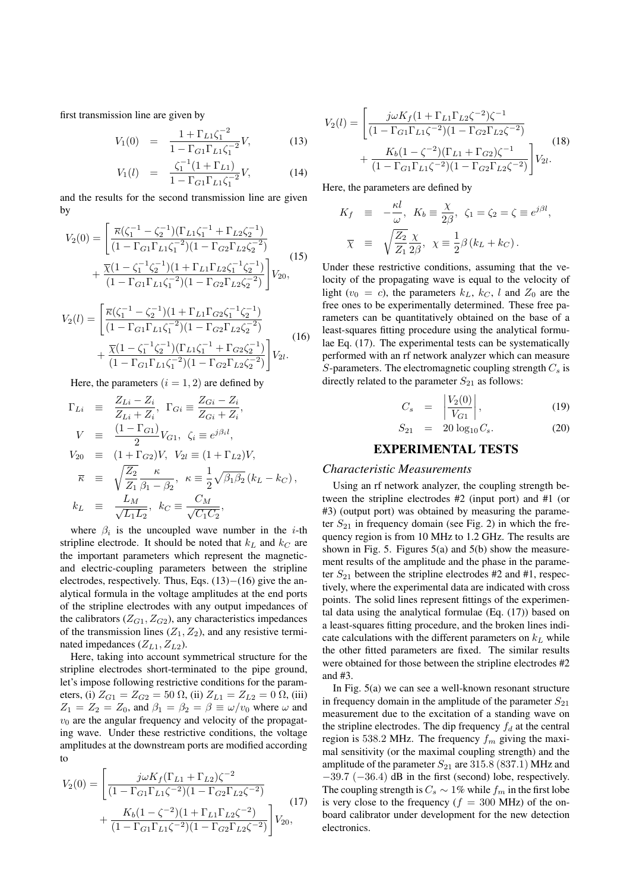first transmission line are given by

$$V_1(0) = \frac{1+\Gamma_{L1}\zeta_1^{-2}}{1-\Gamma_{G1}\Gamma_{L1}\zeta_1^{-2}}V, \tag{13}$$

$$V_1(l) = \frac{\zeta_1^{-1}(1+\Gamma_{L1})}{1-\Gamma_{G1}\Gamma_{L1}\zeta_1^{-2}}V, \tag{14}$$

and the results for the second transmission line are given by

$$V_2(0) = \left[\frac{\overline{\kappa}(\zeta_1^{-1}-\zeta_2^{-1})(\Gamma_{L1}\zeta_1^{-1}+\Gamma_{L2}\zeta_2^{-1})}{(1-\Gamma_{G1}\Gamma_{L1}\zeta_1^{-2})(1-\Gamma_{G2}\Gamma_{L2}\zeta_2^{-2})} + \frac{\overline{\chi}(1-\zeta_1^{-1}\zeta_2^{-1})(1+\Gamma_{L1}\Gamma_{L2}\zeta_1^{-1}\zeta_2^{-1})}{(1-\Gamma_{G1}\Gamma_{L1}\zeta_1^{-2})(1-\Gamma_{G2}\Gamma_{L2}\zeta_2^{-2})}\right]V_{20}, \tag{15}$$

$$V_2(l) = \left[\frac{\overline{\kappa}(\zeta_1^{-1}-\zeta_2^{-1})(1+\Gamma_{L1}\Gamma_{G2}\zeta_1^{-1}\zeta_2^{-1})}{(1-\Gamma_{G1}\Gamma_{L1}\zeta_1^{-2})(1-\Gamma_{G2}\Gamma_{L2}\zeta_2^{-2})} + \frac{\overline{\chi}(1-\zeta_1^{-1}\zeta_2^{-1})(\Gamma_{L1}\zeta_1^{-1}+\Gamma_{G2}\zeta_2^{-1})}{(1-\Gamma_{G1}\Gamma_{L1}\zeta_1^{-2})(1-\Gamma_{G2}\Gamma_{L2}\zeta_2^{-2})}\right]V_{2l}. \tag{16}$$

Here, the parameters $(i=1,2)$ are defined by

$$\Gamma_{Li} \equiv \frac{Z_{Li}-Z_i}{Z_{Li}+Z_i},\ \ \Gamma_{Gi} \equiv \frac{Z_{Gi}-Z_i}{Z_{Gi}+Z_i},$$

$$V \equiv \frac{(1-\Gamma_{G1})}{2}V_{G1},\ \ \zeta_i \equiv e^{j\beta_i l},$$

$$V_{20} \equiv (1+\Gamma_{G2})V,\ \ V_{2l} \equiv (1+\Gamma_{L2})V,$$

$$\overline{\kappa} \equiv \sqrt{\frac{Z_2}{Z_1}}\frac{\kappa}{\beta_1-\beta_2},\ \ \kappa \equiv \frac{1}{2}\sqrt{\beta_1\beta_2}\left(k_L-k_C\right),$$

$$k_L \equiv \frac{L_M}{\sqrt{L_1L_2}},\ \ k_C \equiv \frac{C_M}{\sqrt{C_1C_2}},$$

where $\beta_i$ is the uncoupled wave number in the $i$-th stripline electrode. It should be noted that $k_L$ and $k_C$ are the important parameters which represent the magnetic- and electric-coupling parameters between the stripline electrodes, respectively. Thus, Eqs. (13)−(16) give the analytical formula in the voltage amplitudes at the end ports of the stripline electrodes with any output impedances of the calibrators ($Z_{G1}, Z_{G2}$), any characteristics impedances of the transmission lines ($Z_1, Z_2$), and any resistive terminated impedances ($Z_{L1}, Z_{L2}$).

Here, taking into account symmetrical structure for the stripline electrodes short-terminated to the pipe ground, let's impose following restrictive conditions for the parameters, (i) $Z_{G1} = Z_{G2} = 50\ \Omega$, (ii) $Z_{L1} = Z_{L2} = 0\ \Omega$, (iii) $Z_1 = Z_2 = Z_0$, and $\beta_1 = \beta_2 = \beta \equiv \omega/v_0$ where $\omega$ and $v_0$ are the angular frequency and velocity of the propagating wave. Under these restrictive conditions, the voltage amplitudes at the downstream ports are modified according to

$$V_2(0) = \left[\frac{j\omega K_f(\Gamma_{L1}+\Gamma_{L2})\zeta^{-2}}{(1-\Gamma_{G1}\Gamma_{L1}\zeta^{-2})(1-\Gamma_{G2}\Gamma_{L2}\zeta^{-2})} + \frac{K_b(1-\zeta^{-2})(1+\Gamma_{L1}\Gamma_{L2}\zeta^{-2})}{(1-\Gamma_{G1}\Gamma_{L1}\zeta^{-2})(1-\Gamma_{G2}\Gamma_{L2}\zeta^{-2})}\right]V_{20}, \tag{17}$$

$$V_2(l) = \left[\frac{j\omega K_f(1+\Gamma_{L1}\Gamma_{L2}\zeta^{-2})\zeta^{-1}}{(1-\Gamma_{G1}\Gamma_{L1}\zeta^{-2})(1-\Gamma_{G2}\Gamma_{L2}\zeta^{-2})} + \frac{K_b(1-\zeta^{-2})(\Gamma_{L1}+\Gamma_{G2})\zeta^{-1}}{(1-\Gamma_{G1}\Gamma_{L1}\zeta^{-2})(1-\Gamma_{G2}\Gamma_{L2}\zeta^{-2})}\right]V_{2l}. \tag{18}$$

Here, the parameters are defined by

$$K_f \equiv -\frac{\kappa l}{\omega},\ \ K_b \equiv \frac{\chi}{2\beta},\ \ \zeta_1 = \zeta_2 = \zeta \equiv e^{j\beta l},$$

$$\overline{\chi} \equiv \sqrt{\frac{Z_2}{Z_1}}\frac{\chi}{2\beta},\ \ \chi \equiv \frac{1}{2}\beta\left(k_L+k_C\right).$$

Under these restrictive conditions, assuming that the velocity of the propagating wave is equal to the velocity of light ($v_0 = c$), the parameters $k_L$, $k_C$, $l$ and $Z_0$ are the free ones to be experimentally determined. These free parameters can be quantitatively obtained on the base of a least-squares fitting procedure using the analytical formulae Eq. (17). The experimental tests can be systematically performed with an rf network analyzer which can measure $S$-parameters. The electromagnetic coupling strength $C_s$ is directly related to the parameter $S_{21}$ as follows:

$$C_s = \left|\frac{V_2(0)}{V_{G1}}\right|, \tag{19}$$

$$S_{21} = 20\log_{10}C_s. \tag{20}$$

## EXPERIMENTAL TESTS

### *Characteristic Measurements*

Using an rf network analyzer, the coupling strength between the stripline electrodes #2 (input port) and #1 (or #3) (output port) was obtained by measuring the parameter $S_{21}$ in frequency domain (see Fig. 2) in which the frequency region is from 10 MHz to 1.2 GHz. The results are shown in Fig. 5. Figures 5(a) and 5(b) show the measurement results of the amplitude and the phase in the parameter $S_{21}$ between the stripline electrodes #2 and #1, respectively, where the experimental data are indicated with cross points. The solid lines represent fittings of the experimental data using the analytical formulae (Eq. (17)) based on a least-squares fitting procedure, and the broken lines indicate calculations with the different parameters on $k_L$ while the other fitted parameters are fixed. The similar results were obtained for those between the stripline electrodes #2 and #3.

In Fig. 5(a) we can see a well-known resonant structure in frequency domain in the amplitude of the parameter $S_{21}$ measurement due to the excitation of a standing wave on the stripline electrodes. The dip frequency $f_d$ at the central region is 538.2 MHz. The frequency $f_m$ giving the maximal sensitivity (or the maximal coupling strength) and the amplitude of the parameter $S_{21}$ are 315.8 (837.1) MHz and −39.7 (−36.4) dB in the first (second) lobe, respectively. The coupling strength is $C_s \sim 1\%$ while $f_m$ in the first lobe is very close to the frequency ($f = 300$ MHz) of the on-board calibrator under development for the new detection electronics.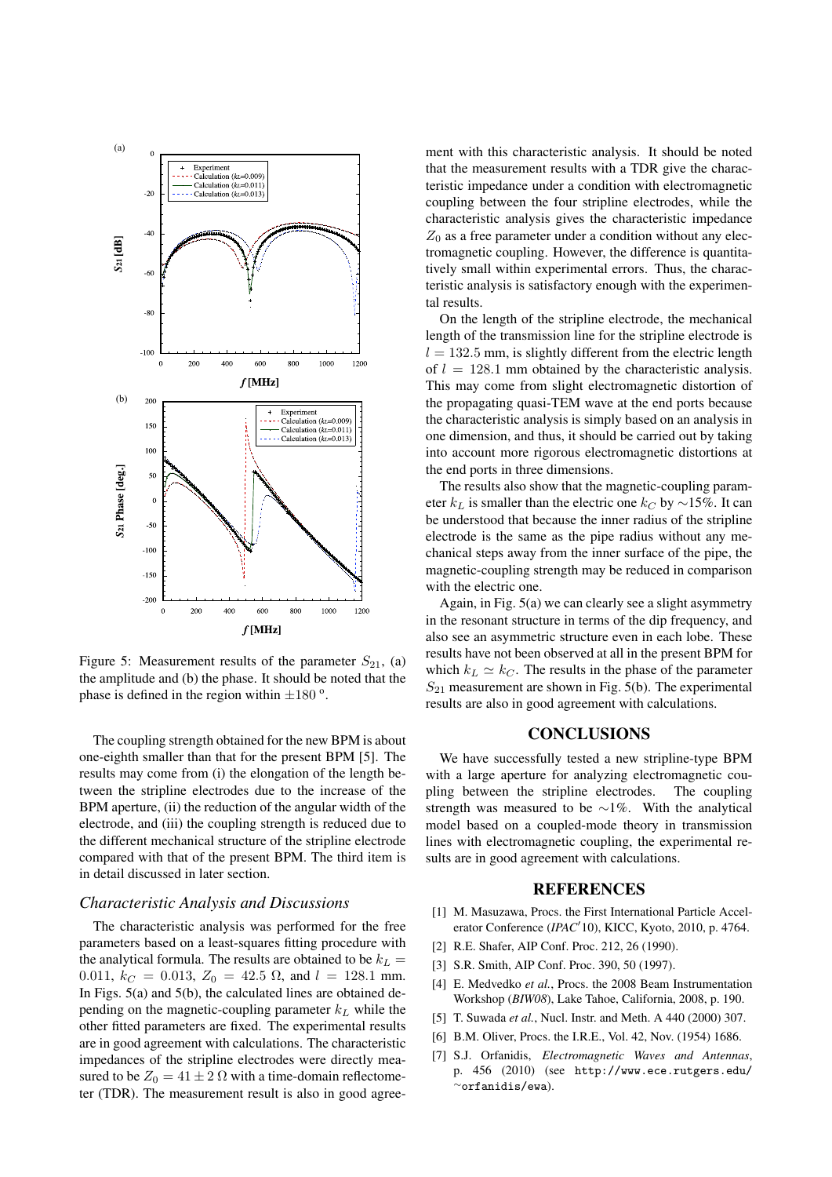(a)

Experiment
Calculation ($k_L$=0.009)
Calculation ($k_L$=0.011)
Calculation ($k_L$=0.013)

$S_{21}$ [dB]

0
-20
-40
-60
-80
-100

0 200 400 600 800 1000 1200

$f$ [MHz]

(b)

Experiment
Calculation ($k_L$=0.009)
Calculation ($k_L$=0.011)
Calculation ($k_L$=0.013)

$S_{21}$ Phase [deg.]

200
150
100
50
0
-50
-100
-150
-200

0 200 400 600 800 1000 1200

$f$ [MHz]

Figure 5: Measurement results of the parameter $S_{21}$, (a) the amplitude and (b) the phase. It should be noted that the phase is defined in the region within $\pm 180$ °.

The coupling strength obtained for the new BPM is about one-eighth smaller than that for the present BPM [5]. The results may come from (i) the elongation of the length between the stripline electrodes due to the increase of the BPM aperture, (ii) the reduction of the angular width of the electrode, and (iii) the coupling strength is reduced due to the different mechanical structure of the stripline electrode compared with that of the present BPM. The third item is in detail discussed in later section.

### *Characteristic Analysis and Discussions*

The characteristic analysis was performed for the free parameters based on a least-squares fitting procedure with the analytical formula. The results are obtained to be $k_L = 0.011$, $k_C = 0.013$, $Z_0 = 42.5$ Ω, and $l = 128.1$ mm. In Figs. 5(a) and 5(b), the calculated lines are obtained depending on the magnetic-coupling parameter $k_L$ while the other fitted parameters are fixed. The experimental results are in good agreement with calculations. The characteristic impedances of the stripline electrodes were directly measured to be $Z_0 = 41 \pm 2$ Ω with a time-domain reflectometer (TDR). The measurement result is also in good agreement with this characteristic analysis. It should be noted that the measurement results with a TDR give the characteristic impedance under a condition with electromagnetic coupling between the four stripline electrodes, while the characteristic analysis gives the characteristic impedance $Z_0$ as a free parameter under a condition without any electromagnetic coupling. However, the difference is quantitatively small within experimental errors. Thus, the characteristic analysis is satisfactory enough with the experimental results.

On the length of the stripline electrode, the mechanical length of the transmission line for the stripline electrode is $l = 132.5$ mm, is slightly different from the electric length of $l = 128.1$ mm obtained by the characteristic analysis. This may come from slight electromagnetic distortion of the propagating quasi-TEM wave at the end ports because the characteristic analysis is simply based on an analysis in one dimension, and thus, it should be carried out by taking into account more rigorous electromagnetic distortions at the end ports in three dimensions.

The results also show that the magnetic-coupling parameter $k_L$ is smaller than the electric one $k_C$ by ∼15%. It can be understood that because the inner radius of the stripline electrode is the same as the pipe radius without any mechanical steps away from the inner surface of the pipe, the magnetic-coupling strength may be reduced in comparison with the electric one.

Again, in Fig. 5(a) we can clearly see a slight asymmetry in the resonant structure in terms of the dip frequency, and also see an asymmetric structure even in each lobe. These results have not been observed at all in the present BPM for which $k_L \simeq k_C$. The results in the phase of the parameter $S_{21}$ measurement are shown in Fig. 5(b). The experimental results are also in good agreement with calculations.

## CONCLUSIONS

We have successfully tested a new stripline-type BPM with a large aperture for analyzing electromagnetic coupling between the stripline electrodes. The coupling strength was measured to be ∼1%. With the analytical model based on a coupled-mode theory in transmission lines with electromagnetic coupling, the experimental results are in good agreement with calculations.

## REFERENCES

[1] M. Masuzawa, Procs. the First International Particle Accelerator Conference (*IPAC′10*), KICC, Kyoto, 2010, p. 4764.

[2] R.E. Shafer, AIP Conf. Proc. 212, 26 (1990).

[3] S.R. Smith, AIP Conf. Proc. 390, 50 (1997).

[4] E. Medvedko *et al.*, Procs. the 2008 Beam Instrumentation Workshop (*BIW08*), Lake Tahoe, California, 2008, p. 190.

[5] T. Suwada *et al.*, Nucl. Instr. and Meth. A 440 (2000) 307.

[6] B.M. Oliver, Procs. the I.R.E., Vol. 42, Nov. (1954) 1686.

[7] S.J. Orfanidis, *Electromagnetic Waves and Antennas*, p. 456 (2010) (see `http://www.ece.rutgers.edu/~orfanidis/ewa`).